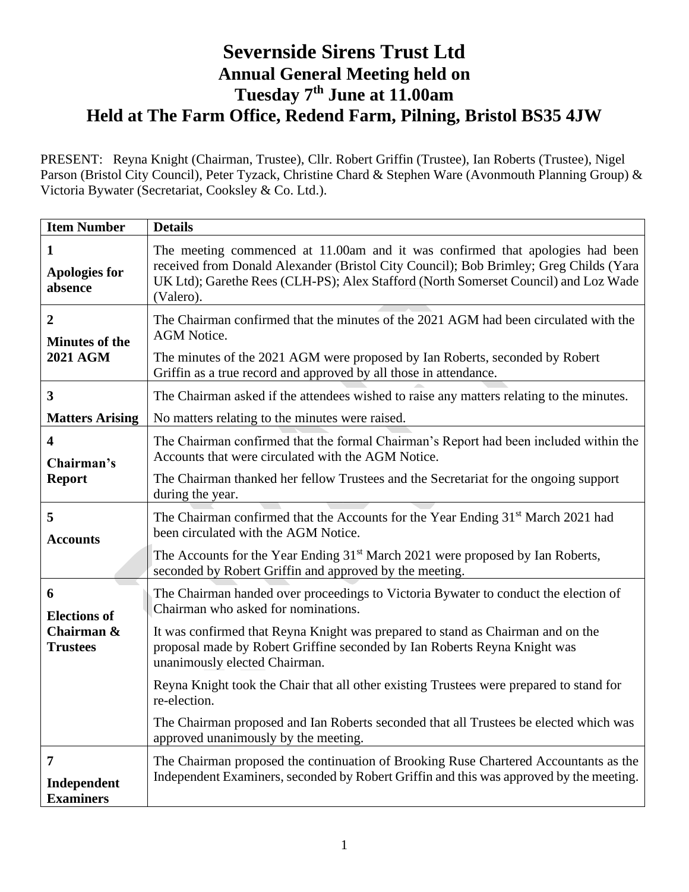# Severnside Sirens Trust Ltd
## Annual General Meeting held on
## Tuesday 7th June at 11.00am
## Held at The Farm Office, Redend Farm, Pilning, Bristol BS35 4JW

PRESENT: Reyna Knight (Chairman, Trustee), Cllr. Robert Griffin (Trustee), Ian Roberts (Trustee), Nigel Parson (Bristol City Council), Peter Tyzack, Christine Chard & Stephen Ware (Avonmouth Planning Group) & Victoria Bywater (Secretariat, Cooksley & Co. Ltd.).

| Item Number | Details |
|---|---|
| **1** **Apologies for absence** | The meeting commenced at 11.00am and it was confirmed that apologies had been received from Donald Alexander (Bristol City Council); Bob Brimley; Greg Childs (Yara UK Ltd); Garethe Rees (CLH-PS); Alex Stafford (North Somerset Council) and Loz Wade (Valero). |
| **2** **Minutes of the 2021 AGM** | The Chairman confirmed that the minutes of the 2021 AGM had been circulated with the AGM Notice. The minutes of the 2021 AGM were proposed by Ian Roberts, seconded by Robert Griffin as a true record and approved by all those in attendance. |
| **3** **Matters Arising** | The Chairman asked if the attendees wished to raise any matters relating to the minutes. No matters relating to the minutes were raised. |
| **4** **Chairman's Report** | The Chairman confirmed that the formal Chairman's Report had been included within the Accounts that were circulated with the AGM Notice. The Chairman thanked her fellow Trustees and the Secretariat for the ongoing support during the year. |
| **5** **Accounts** | The Chairman confirmed that the Accounts for the Year Ending 31st March 2021 had been circulated with the AGM Notice. The Accounts for the Year Ending 31st March 2021 were proposed by Ian Roberts, seconded by Robert Griffin and approved by the meeting. |
| **6** **Elections of Chairman & Trustees** | The Chairman handed over proceedings to Victoria Bywater to conduct the election of Chairman who asked for nominations. It was confirmed that Reyna Knight was prepared to stand as Chairman and on the proposal made by Robert Griffine seconded by Ian Roberts Reyna Knight was unanimously elected Chairman. Reyna Knight took the Chair that all other existing Trustees were prepared to stand for re-election. The Chairman proposed and Ian Roberts seconded that all Trustees be elected which was approved unanimously by the meeting. |
| **7** **Independent Examiners** | The Chairman proposed the continuation of Brooking Ruse Chartered Accountants as the Independent Examiners, seconded by Robert Griffin and this was approved by the meeting. |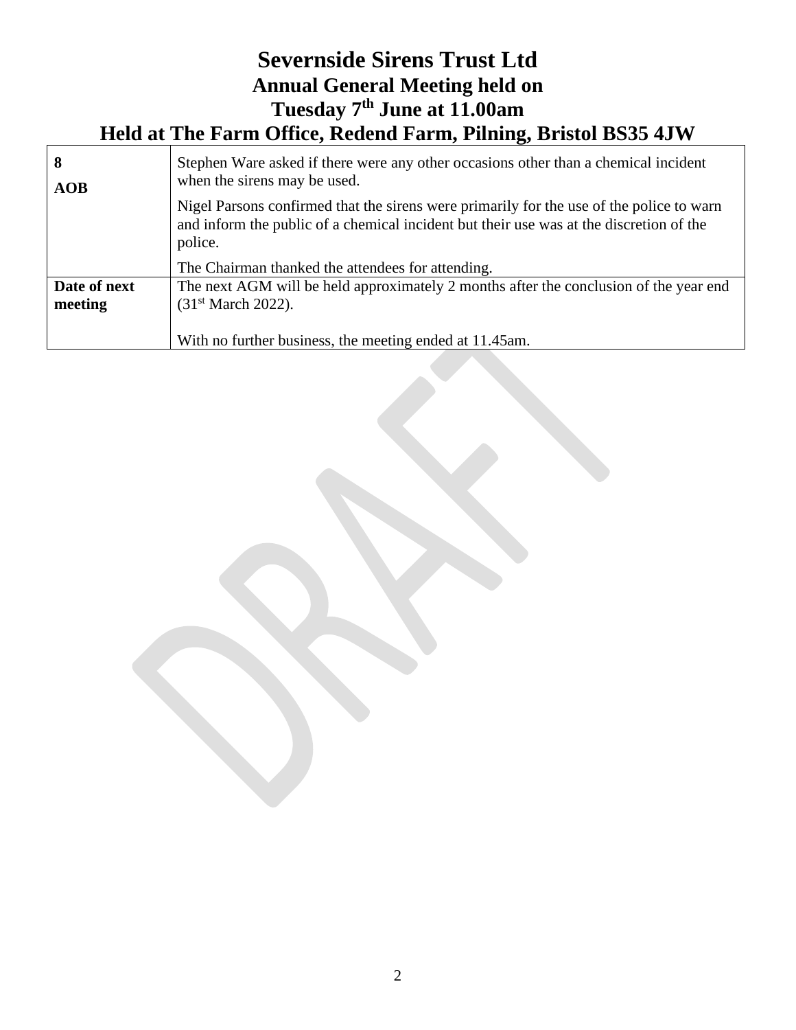# Severnside Sirens Trust Ltd
## Annual General Meeting held on
## Tuesday 7th June at 11.00am
## Held at The Farm Office, Redend Farm, Pilning, Bristol BS35 4JW

| | |
|---|---|
| **8**<br><br>**AOB** | Stephen Ware asked if there were any other occasions other than a chemical incident when the sirens may be used.<br><br>Nigel Parsons confirmed that the sirens were primarily for the use of the police to warn and inform the public of a chemical incident but their use was at the discretion of the police.<br><br>The Chairman thanked the attendees for attending. |
| **Date of next meeting** | The next AGM will be held approximately 2 months after the conclusion of the year end (31st March 2022).<br><br>With no further business, the meeting ended at 11.45am. |

DRAFT